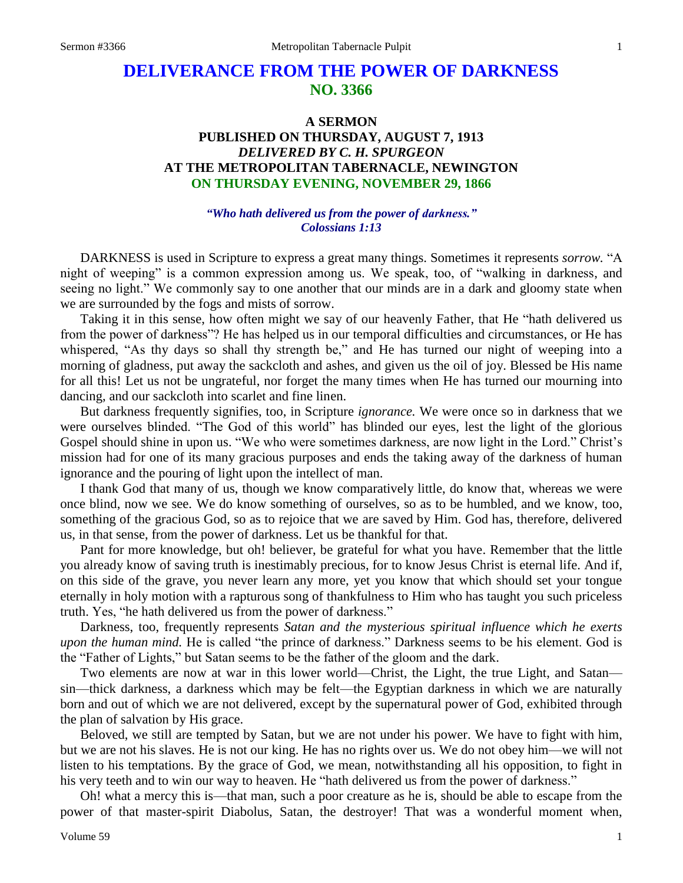# DELIVERANCE FROM THE POWER OF DARKNESS
## NO. 3366

### A SERMON
### PUBLISHED ON THURSDAY, AUGUST 7, 1913
### *DELIVERED BY C. H. SPURGEON*
### AT THE METROPOLITAN TABERNACLE, NEWINGTON
### ON THURSDAY EVENING, NOVEMBER 29, 1866

*"Who hath delivered us from the power of darkness." Colossians 1:13*

DARKNESS is used in Scripture to express a great many things. Sometimes it represents *sorrow.* "A night of weeping" is a common expression among us. We speak, too, of "walking in darkness, and seeing no light." We commonly say to one another that our minds are in a dark and gloomy state when we are surrounded by the fogs and mists of sorrow.

Taking it in this sense, how often might we say of our heavenly Father, that He "hath delivered us from the power of darkness"? He has helped us in our temporal difficulties and circumstances, or He has whispered, "As thy days so shall thy strength be," and He has turned our night of weeping into a morning of gladness, put away the sackcloth and ashes, and given us the oil of joy. Blessed be His name for all this! Let us not be ungrateful, nor forget the many times when He has turned our mourning into dancing, and our sackcloth into scarlet and fine linen.

But darkness frequently signifies, too, in Scripture *ignorance.* We were once so in darkness that we were ourselves blinded. "The God of this world" has blinded our eyes, lest the light of the glorious Gospel should shine in upon us. "We who were sometimes darkness, are now light in the Lord." Christ's mission had for one of its many gracious purposes and ends the taking away of the darkness of human ignorance and the pouring of light upon the intellect of man.

I thank God that many of us, though we know comparatively little, do know that, whereas we were once blind, now we see. We do know something of ourselves, so as to be humbled, and we know, too, something of the gracious God, so as to rejoice that we are saved by Him. God has, therefore, delivered us, in that sense, from the power of darkness. Let us be thankful for that.

Pant for more knowledge, but oh! believer, be grateful for what you have. Remember that the little you already know of saving truth is inestimably precious, for to know Jesus Christ is eternal life. And if, on this side of the grave, you never learn any more, yet you know that which should set your tongue eternally in holy motion with a rapturous song of thankfulness to Him who has taught you such priceless truth. Yes, "he hath delivered us from the power of darkness."

Darkness, too, frequently represents *Satan and the mysterious spiritual influence which he exerts upon the human mind.* He is called "the prince of darkness." Darkness seems to be his element. God is the "Father of Lights," but Satan seems to be the father of the gloom and the dark.

Two elements are now at war in this lower world—Christ, the Light, the true Light, and Satan—sin—thick darkness, a darkness which may be felt—the Egyptian darkness in which we are naturally born and out of which we are not delivered, except by the supernatural power of God, exhibited through the plan of salvation by His grace.

Beloved, we still are tempted by Satan, but we are not under his power. We have to fight with him, but we are not his slaves. He is not our king. He has no rights over us. We do not obey him—we will not listen to his temptations. By the grace of God, we mean, notwithstanding all his opposition, to fight in his very teeth and to win our way to heaven. He "hath delivered us from the power of darkness."

Oh! what a mercy this is—that man, such a poor creature as he is, should be able to escape from the power of that master-spirit Diabolus, Satan, the destroyer! That was a wonderful moment when,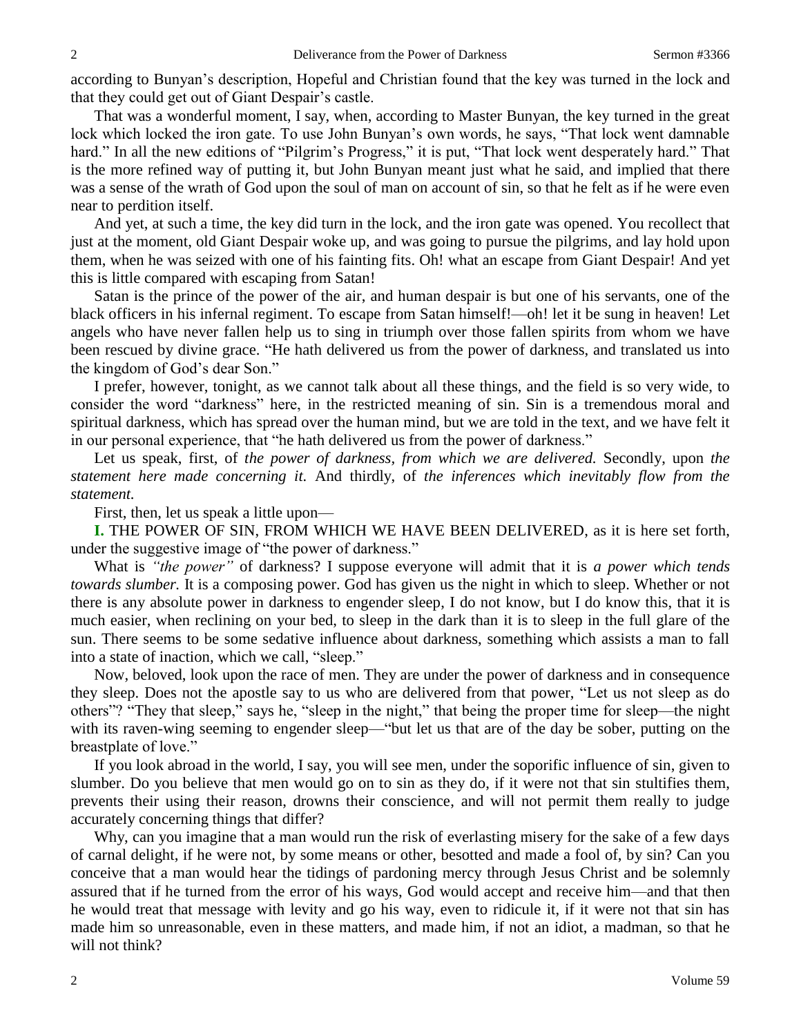according to Bunyan's description, Hopeful and Christian found that the key was turned in the lock and that they could get out of Giant Despair's castle.

That was a wonderful moment, I say, when, according to Master Bunyan, the key turned in the great lock which locked the iron gate. To use John Bunyan's own words, he says, "That lock went damnable hard." In all the new editions of "Pilgrim's Progress," it is put, "That lock went desperately hard." That is the more refined way of putting it, but John Bunyan meant just what he said, and implied that there was a sense of the wrath of God upon the soul of man on account of sin, so that he felt as if he were even near to perdition itself.

And yet, at such a time, the key did turn in the lock, and the iron gate was opened. You recollect that just at the moment, old Giant Despair woke up, and was going to pursue the pilgrims, and lay hold upon them, when he was seized with one of his fainting fits. Oh! what an escape from Giant Despair! And yet this is little compared with escaping from Satan!

Satan is the prince of the power of the air, and human despair is but one of his servants, one of the black officers in his infernal regiment. To escape from Satan himself!—oh! let it be sung in heaven! Let angels who have never fallen help us to sing in triumph over those fallen spirits from whom we have been rescued by divine grace. "He hath delivered us from the power of darkness, and translated us into the kingdom of God's dear Son."

I prefer, however, tonight, as we cannot talk about all these things, and the field is so very wide, to consider the word "darkness" here, in the restricted meaning of sin. Sin is a tremendous moral and spiritual darkness, which has spread over the human mind, but we are told in the text, and we have felt it in our personal experience, that "he hath delivered us from the power of darkness."

Let us speak, first, of *the power of darkness, from which we are delivered.* Secondly, upon *the statement here made concerning it.* And thirdly, of *the inferences which inevitably flow from the statement.*

First, then, let us speak a little upon—

**I.** THE POWER OF SIN, FROM WHICH WE HAVE BEEN DELIVERED, as it is here set forth, under the suggestive image of "the power of darkness."

What is *"the power"* of darkness? I suppose everyone will admit that it is *a power which tends towards slumber.* It is a composing power. God has given us the night in which to sleep. Whether or not there is any absolute power in darkness to engender sleep, I do not know, but I do know this, that it is much easier, when reclining on your bed, to sleep in the dark than it is to sleep in the full glare of the sun. There seems to be some sedative influence about darkness, something which assists a man to fall into a state of inaction, which we call, "sleep."

Now, beloved, look upon the race of men. They are under the power of darkness and in consequence they sleep. Does not the apostle say to us who are delivered from that power, "Let us not sleep as do others"? "They that sleep," says he, "sleep in the night," that being the proper time for sleep—the night with its raven-wing seeming to engender sleep—"but let us that are of the day be sober, putting on the breastplate of love."

If you look abroad in the world, I say, you will see men, under the soporific influence of sin, given to slumber. Do you believe that men would go on to sin as they do, if it were not that sin stultifies them, prevents their using their reason, drowns their conscience, and will not permit them really to judge accurately concerning things that differ?

Why, can you imagine that a man would run the risk of everlasting misery for the sake of a few days of carnal delight, if he were not, by some means or other, besotted and made a fool of, by sin? Can you conceive that a man would hear the tidings of pardoning mercy through Jesus Christ and be solemnly assured that if he turned from the error of his ways, God would accept and receive him—and that then he would treat that message with levity and go his way, even to ridicule it, if it were not that sin has made him so unreasonable, even in these matters, and made him, if not an idiot, a madman, so that he will not think?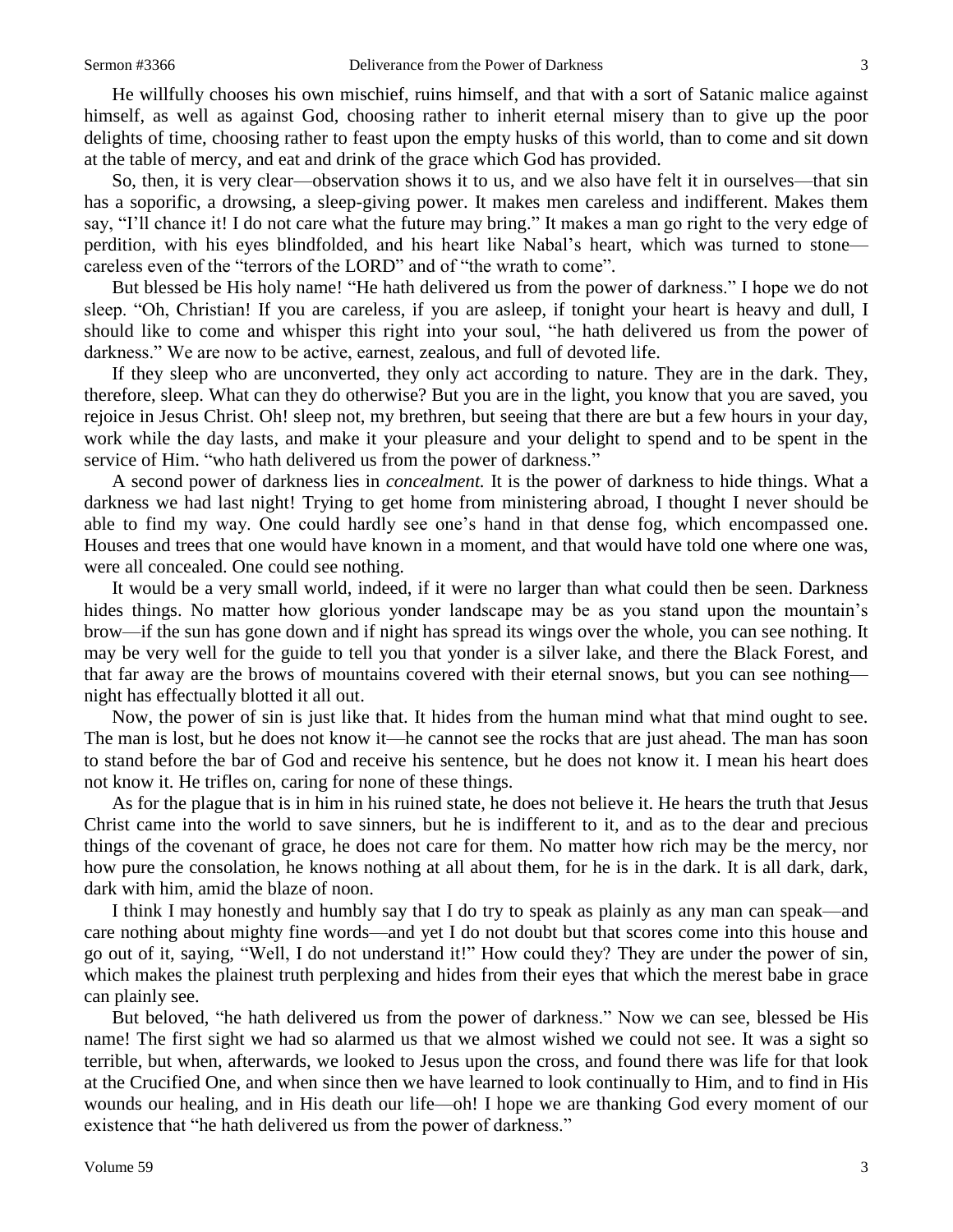He willfully chooses his own mischief, ruins himself, and that with a sort of Satanic malice against himself, as well as against God, choosing rather to inherit eternal misery than to give up the poor delights of time, choosing rather to feast upon the empty husks of this world, than to come and sit down at the table of mercy, and eat and drink of the grace which God has provided.

So, then, it is very clear—observation shows it to us, and we also have felt it in ourselves—that sin has a soporific, a drowsing, a sleep-giving power. It makes men careless and indifferent. Makes them say, "I'll chance it! I do not care what the future may bring." It makes a man go right to the very edge of perdition, with his eyes blindfolded, and his heart like Nabal's heart, which was turned to stone—careless even of the "terrors of the LORD" and of "the wrath to come".

But blessed be His holy name! "He hath delivered us from the power of darkness." I hope we do not sleep. "Oh, Christian! If you are careless, if you are asleep, if tonight your heart is heavy and dull, I should like to come and whisper this right into your soul, "he hath delivered us from the power of darkness." We are now to be active, earnest, zealous, and full of devoted life.

If they sleep who are unconverted, they only act according to nature. They are in the dark. They, therefore, sleep. What can they do otherwise? But you are in the light, you know that you are saved, you rejoice in Jesus Christ. Oh! sleep not, my brethren, but seeing that there are but a few hours in your day, work while the day lasts, and make it your pleasure and your delight to spend and to be spent in the service of Him. "who hath delivered us from the power of darkness."

A second power of darkness lies in *concealment.* It is the power of darkness to hide things. What a darkness we had last night! Trying to get home from ministering abroad, I thought I never should be able to find my way. One could hardly see one's hand in that dense fog, which encompassed one. Houses and trees that one would have known in a moment, and that would have told one where one was, were all concealed. One could see nothing.

It would be a very small world, indeed, if it were no larger than what could then be seen. Darkness hides things. No matter how glorious yonder landscape may be as you stand upon the mountain's brow—if the sun has gone down and if night has spread its wings over the whole, you can see nothing. It may be very well for the guide to tell you that yonder is a silver lake, and there the Black Forest, and that far away are the brows of mountains covered with their eternal snows, but you can see nothing—night has effectually blotted it all out.

Now, the power of sin is just like that. It hides from the human mind what that mind ought to see. The man is lost, but he does not know it—he cannot see the rocks that are just ahead. The man has soon to stand before the bar of God and receive his sentence, but he does not know it. I mean his heart does not know it. He trifles on, caring for none of these things.

As for the plague that is in him in his ruined state, he does not believe it. He hears the truth that Jesus Christ came into the world to save sinners, but he is indifferent to it, and as to the dear and precious things of the covenant of grace, he does not care for them. No matter how rich may be the mercy, nor how pure the consolation, he knows nothing at all about them, for he is in the dark. It is all dark, dark, dark with him, amid the blaze of noon.

I think I may honestly and humbly say that I do try to speak as plainly as any man can speak—and care nothing about mighty fine words—and yet I do not doubt but that scores come into this house and go out of it, saying, "Well, I do not understand it!" How could they? They are under the power of sin, which makes the plainest truth perplexing and hides from their eyes that which the merest babe in grace can plainly see.

But beloved, "he hath delivered us from the power of darkness." Now we can see, blessed be His name! The first sight we had so alarmed us that we almost wished we could not see. It was a sight so terrible, but when, afterwards, we looked to Jesus upon the cross, and found there was life for that look at the Crucified One, and when since then we have learned to look continually to Him, and to find in His wounds our healing, and in His death our life—oh! I hope we are thanking God every moment of our existence that "he hath delivered us from the power of darkness."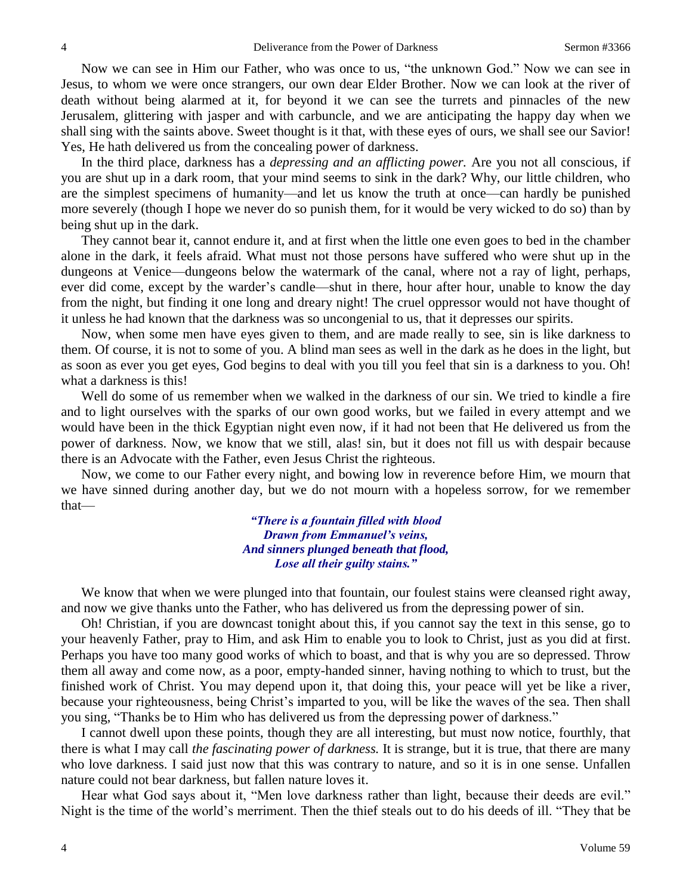Now we can see in Him our Father, who was once to us, "the unknown God." Now we can see in Jesus, to whom we were once strangers, our own dear Elder Brother. Now we can look at the river of death without being alarmed at it, for beyond it we can see the turrets and pinnacles of the new Jerusalem, glittering with jasper and with carbuncle, and we are anticipating the happy day when we shall sing with the saints above. Sweet thought is it that, with these eyes of ours, we shall see our Savior! Yes, He hath delivered us from the concealing power of darkness.

In the third place, darkness has a *depressing and an afflicting power.* Are you not all conscious, if you are shut up in a dark room, that your mind seems to sink in the dark? Why, our little children, who are the simplest specimens of humanity—and let us know the truth at once—can hardly be punished more severely (though I hope we never do so punish them, for it would be very wicked to do so) than by being shut up in the dark.

They cannot bear it, cannot endure it, and at first when the little one even goes to bed in the chamber alone in the dark, it feels afraid. What must not those persons have suffered who were shut up in the dungeons at Venice—dungeons below the watermark of the canal, where not a ray of light, perhaps, ever did come, except by the warder's candle—shut in there, hour after hour, unable to know the day from the night, but finding it one long and dreary night! The cruel oppressor would not have thought of it unless he had known that the darkness was so uncongenial to us, that it depresses our spirits.

Now, when some men have eyes given to them, and are made really to see, sin is like darkness to them. Of course, it is not to some of you. A blind man sees as well in the dark as he does in the light, but as soon as ever you get eyes, God begins to deal with you till you feel that sin is a darkness to you. Oh! what a darkness is this!

Well do some of us remember when we walked in the darkness of our sin. We tried to kindle a fire and to light ourselves with the sparks of our own good works, but we failed in every attempt and we would have been in the thick Egyptian night even now, if it had not been that He delivered us from the power of darkness. Now, we know that we still, alas! sin, but it does not fill us with despair because there is an Advocate with the Father, even Jesus Christ the righteous.

Now, we come to our Father every night, and bowing low in reverence before Him, we mourn that we have sinned during another day, but we do not mourn with a hopeless sorrow, for we remember that—

> ***"There is a fountain filled with blood***
> ***Drawn from Emmanuel's veins,***
> ***And sinners plunged beneath that flood,***
> ***Lose all their guilty stains."***

We know that when we were plunged into that fountain, our foulest stains were cleansed right away, and now we give thanks unto the Father, who has delivered us from the depressing power of sin.

Oh! Christian, if you are downcast tonight about this, if you cannot say the text in this sense, go to your heavenly Father, pray to Him, and ask Him to enable you to look to Christ, just as you did at first. Perhaps you have too many good works of which to boast, and that is why you are so depressed. Throw them all away and come now, as a poor, empty-handed sinner, having nothing to which to trust, but the finished work of Christ. You may depend upon it, that doing this, your peace will yet be like a river, because your righteousness, being Christ's imparted to you, will be like the waves of the sea. Then shall you sing, "Thanks be to Him who has delivered us from the depressing power of darkness."

I cannot dwell upon these points, though they are all interesting, but must now notice, fourthly, that there is what I may call *the fascinating power of darkness.* It is strange, but it is true, that there are many who love darkness. I said just now that this was contrary to nature, and so it is in one sense. Unfallen nature could not bear darkness, but fallen nature loves it.

Hear what God says about it, "Men love darkness rather than light, because their deeds are evil." Night is the time of the world's merriment. Then the thief steals out to do his deeds of ill. "They that be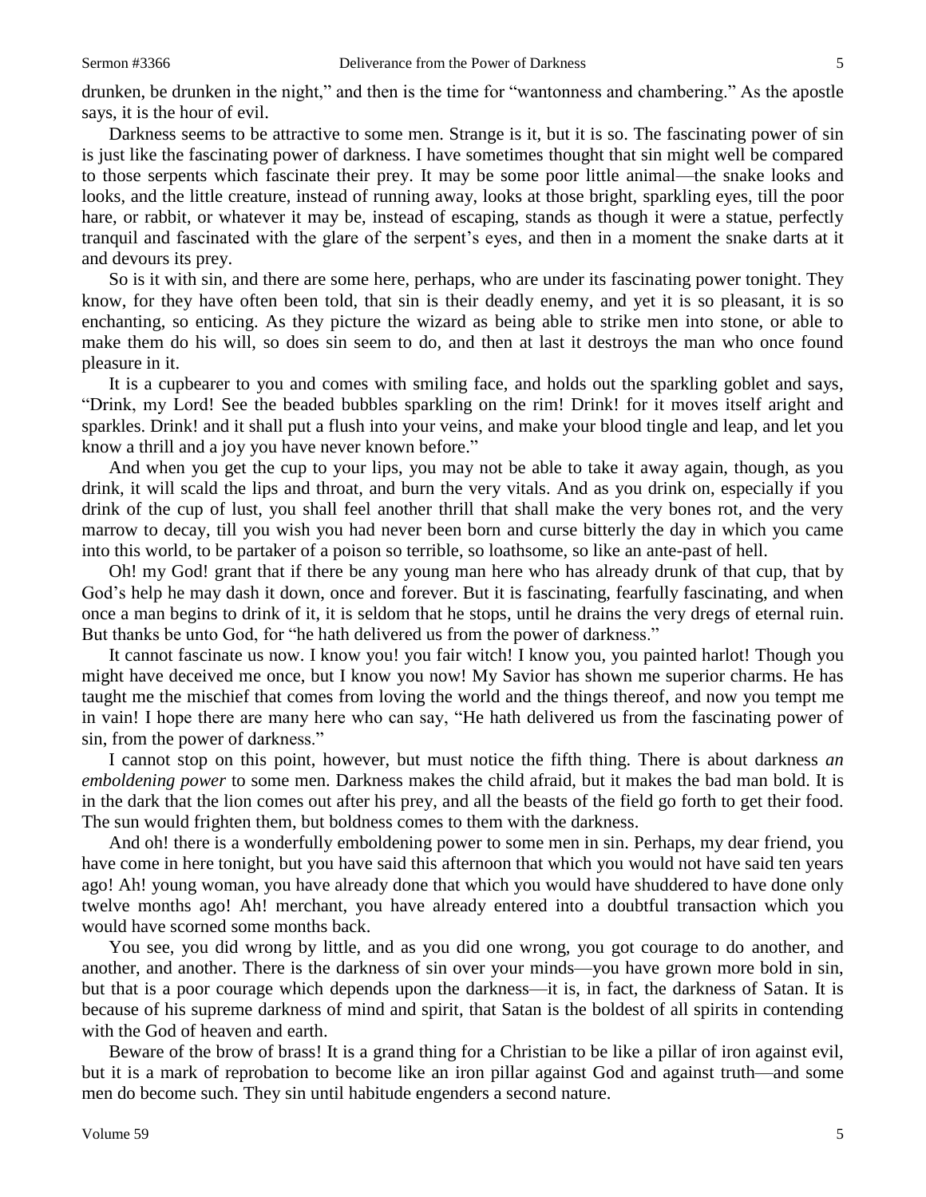drunken, be drunken in the night," and then is the time for "wantonness and chambering." As the apostle says, it is the hour of evil.

Darkness seems to be attractive to some men. Strange is it, but it is so. The fascinating power of sin is just like the fascinating power of darkness. I have sometimes thought that sin might well be compared to those serpents which fascinate their prey. It may be some poor little animal—the snake looks and looks, and the little creature, instead of running away, looks at those bright, sparkling eyes, till the poor hare, or rabbit, or whatever it may be, instead of escaping, stands as though it were a statue, perfectly tranquil and fascinated with the glare of the serpent's eyes, and then in a moment the snake darts at it and devours its prey.

So is it with sin, and there are some here, perhaps, who are under its fascinating power tonight. They know, for they have often been told, that sin is their deadly enemy, and yet it is so pleasant, it is so enchanting, so enticing. As they picture the wizard as being able to strike men into stone, or able to make them do his will, so does sin seem to do, and then at last it destroys the man who once found pleasure in it.

It is a cupbearer to you and comes with smiling face, and holds out the sparkling goblet and says, "Drink, my Lord! See the beaded bubbles sparkling on the rim! Drink! for it moves itself aright and sparkles. Drink! and it shall put a flush into your veins, and make your blood tingle and leap, and let you know a thrill and a joy you have never known before."

And when you get the cup to your lips, you may not be able to take it away again, though, as you drink, it will scald the lips and throat, and burn the very vitals. And as you drink on, especially if you drink of the cup of lust, you shall feel another thrill that shall make the very bones rot, and the very marrow to decay, till you wish you had never been born and curse bitterly the day in which you came into this world, to be partaker of a poison so terrible, so loathsome, so like an ante-past of hell.

Oh! my God! grant that if there be any young man here who has already drunk of that cup, that by God's help he may dash it down, once and forever. But it is fascinating, fearfully fascinating, and when once a man begins to drink of it, it is seldom that he stops, until he drains the very dregs of eternal ruin. But thanks be unto God, for "he hath delivered us from the power of darkness."

It cannot fascinate us now. I know you! you fair witch! I know you, you painted harlot! Though you might have deceived me once, but I know you now! My Savior has shown me superior charms. He has taught me the mischief that comes from loving the world and the things thereof, and now you tempt me in vain! I hope there are many here who can say, "He hath delivered us from the fascinating power of sin, from the power of darkness."

I cannot stop on this point, however, but must notice the fifth thing. There is about darkness *an emboldening power* to some men. Darkness makes the child afraid, but it makes the bad man bold. It is in the dark that the lion comes out after his prey, and all the beasts of the field go forth to get their food. The sun would frighten them, but boldness comes to them with the darkness.

And oh! there is a wonderfully emboldening power to some men in sin. Perhaps, my dear friend, you have come in here tonight, but you have said this afternoon that which you would not have said ten years ago! Ah! young woman, you have already done that which you would have shuddered to have done only twelve months ago! Ah! merchant, you have already entered into a doubtful transaction which you would have scorned some months back.

You see, you did wrong by little, and as you did one wrong, you got courage to do another, and another, and another. There is the darkness of sin over your minds—you have grown more bold in sin, but that is a poor courage which depends upon the darkness—it is, in fact, the darkness of Satan. It is because of his supreme darkness of mind and spirit, that Satan is the boldest of all spirits in contending with the God of heaven and earth.

Beware of the brow of brass! It is a grand thing for a Christian to be like a pillar of iron against evil, but it is a mark of reprobation to become like an iron pillar against God and against truth—and some men do become such. They sin until habitude engenders a second nature.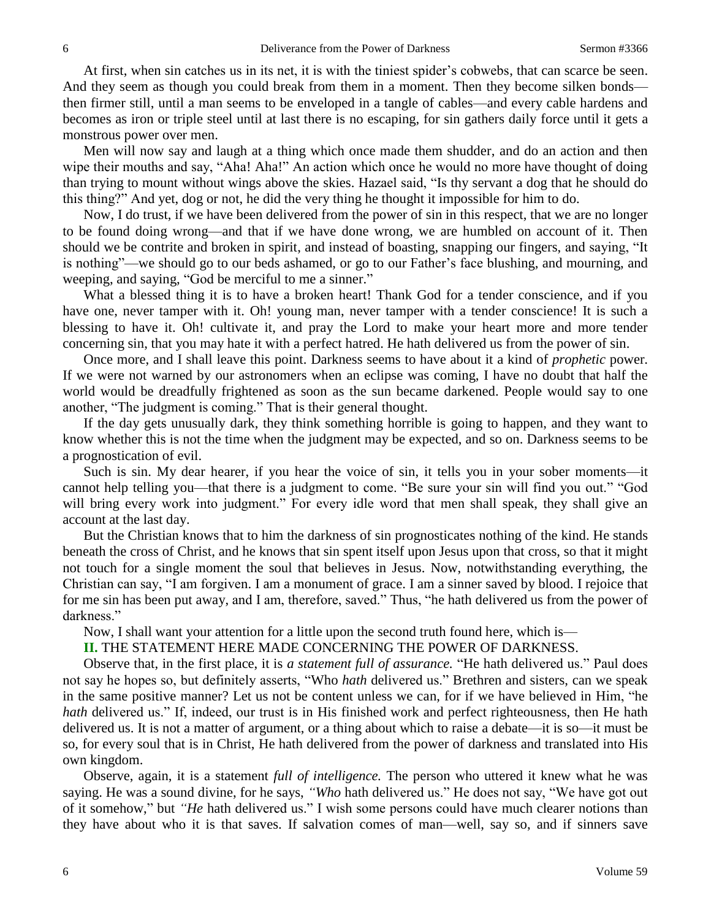At first, when sin catches us in its net, it is with the tiniest spider's cobwebs, that can scarce be seen. And they seem as though you could break from them in a moment. Then they become silken bonds—then firmer still, until a man seems to be enveloped in a tangle of cables—and every cable hardens and becomes as iron or triple steel until at last there is no escaping, for sin gathers daily force until it gets a monstrous power over men.

Men will now say and laugh at a thing which once made them shudder, and do an action and then wipe their mouths and say, "Aha! Aha!" An action which once he would no more have thought of doing than trying to mount without wings above the skies. Hazael said, "Is thy servant a dog that he should do this thing?" And yet, dog or not, he did the very thing he thought it impossible for him to do.

Now, I do trust, if we have been delivered from the power of sin in this respect, that we are no longer to be found doing wrong—and that if we have done wrong, we are humbled on account of it. Then should we be contrite and broken in spirit, and instead of boasting, snapping our fingers, and saying, "It is nothing"—we should go to our beds ashamed, or go to our Father's face blushing, and mourning, and weeping, and saying, "God be merciful to me a sinner."

What a blessed thing it is to have a broken heart! Thank God for a tender conscience, and if you have one, never tamper with it. Oh! young man, never tamper with a tender conscience! It is such a blessing to have it. Oh! cultivate it, and pray the Lord to make your heart more and more tender concerning sin, that you may hate it with a perfect hatred. He hath delivered us from the power of sin.

Once more, and I shall leave this point. Darkness seems to have about it a kind of *prophetic* power. If we were not warned by our astronomers when an eclipse was coming, I have no doubt that half the world would be dreadfully frightened as soon as the sun became darkened. People would say to one another, "The judgment is coming." That is their general thought.

If the day gets unusually dark, they think something horrible is going to happen, and they want to know whether this is not the time when the judgment may be expected, and so on. Darkness seems to be a prognostication of evil.

Such is sin. My dear hearer, if you hear the voice of sin, it tells you in your sober moments—it cannot help telling you—that there is a judgment to come. "Be sure your sin will find you out." "God will bring every work into judgment." For every idle word that men shall speak, they shall give an account at the last day.

But the Christian knows that to him the darkness of sin prognosticates nothing of the kind. He stands beneath the cross of Christ, and he knows that sin spent itself upon Jesus upon that cross, so that it might not touch for a single moment the soul that believes in Jesus. Now, notwithstanding everything, the Christian can say, "I am forgiven. I am a monument of grace. I am a sinner saved by blood. I rejoice that for me sin has been put away, and I am, therefore, saved." Thus, "he hath delivered us from the power of darkness."

Now, I shall want your attention for a little upon the second truth found here, which is—

**II.** THE STATEMENT HERE MADE CONCERNING THE POWER OF DARKNESS.

Observe that, in the first place, it is *a statement full of assurance.* "He hath delivered us." Paul does not say he hopes so, but definitely asserts, "Who *hath* delivered us." Brethren and sisters, can we speak in the same positive manner? Let us not be content unless we can, for if we have believed in Him, "he *hath* delivered us." If, indeed, our trust is in His finished work and perfect righteousness, then He hath delivered us. It is not a matter of argument, or a thing about which to raise a debate—it is so—it must be so, for every soul that is in Christ, He hath delivered from the power of darkness and translated into His own kingdom.

Observe, again, it is a statement *full of intelligence.* The person who uttered it knew what he was saying. He was a sound divine, for he says, *"Who* hath delivered us." He does not say, "We have got out of it somehow," but *"He* hath delivered us." I wish some persons could have much clearer notions than they have about who it is that saves. If salvation comes of man—well, say so, and if sinners save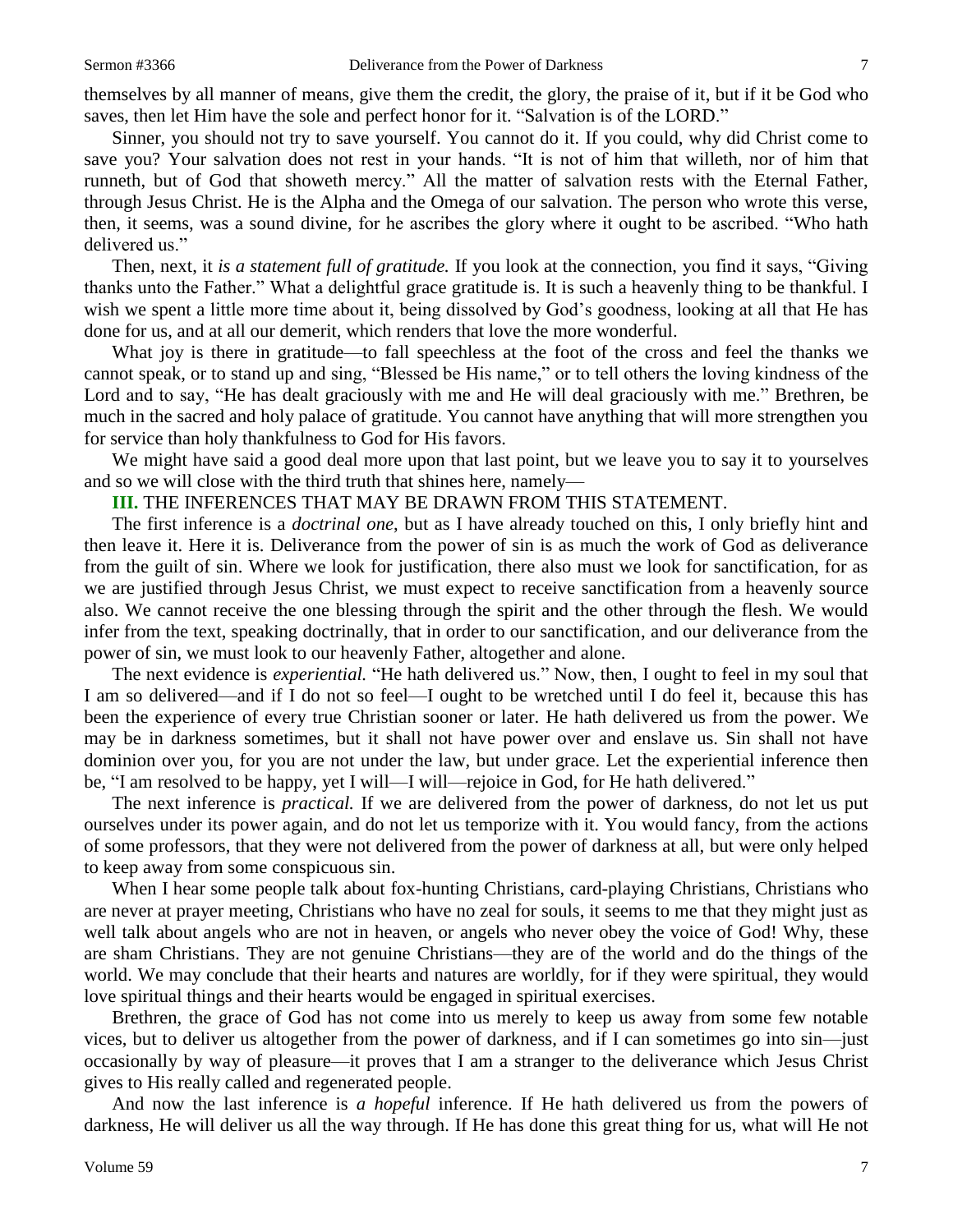themselves by all manner of means, give them the credit, the glory, the praise of it, but if it be God who saves, then let Him have the sole and perfect honor for it. "Salvation is of the LORD."

Sinner, you should not try to save yourself. You cannot do it. If you could, why did Christ come to save you? Your salvation does not rest in your hands. "It is not of him that willeth, nor of him that runneth, but of God that showeth mercy." All the matter of salvation rests with the Eternal Father, through Jesus Christ. He is the Alpha and the Omega of our salvation. The person who wrote this verse, then, it seems, was a sound divine, for he ascribes the glory where it ought to be ascribed. "Who hath delivered us."

Then, next, it *is a statement full of gratitude.* If you look at the connection, you find it says, "Giving thanks unto the Father." What a delightful grace gratitude is. It is such a heavenly thing to be thankful. I wish we spent a little more time about it, being dissolved by God's goodness, looking at all that He has done for us, and at all our demerit, which renders that love the more wonderful.

What joy is there in gratitude—to fall speechless at the foot of the cross and feel the thanks we cannot speak, or to stand up and sing, "Blessed be His name," or to tell others the loving kindness of the Lord and to say, "He has dealt graciously with me and He will deal graciously with me." Brethren, be much in the sacred and holy palace of gratitude. You cannot have anything that will more strengthen you for service than holy thankfulness to God for His favors.

We might have said a good deal more upon that last point, but we leave you to say it to yourselves and so we will close with the third truth that shines here, namely—

**III.** THE INFERENCES THAT MAY BE DRAWN FROM THIS STATEMENT.

The first inference is a *doctrinal one*, but as I have already touched on this, I only briefly hint and then leave it. Here it is. Deliverance from the power of sin is as much the work of God as deliverance from the guilt of sin. Where we look for justification, there also must we look for sanctification, for as we are justified through Jesus Christ, we must expect to receive sanctification from a heavenly source also. We cannot receive the one blessing through the spirit and the other through the flesh. We would infer from the text, speaking doctrinally, that in order to our sanctification, and our deliverance from the power of sin, we must look to our heavenly Father, altogether and alone.

The next evidence is *experiential.* "He hath delivered us." Now, then, I ought to feel in my soul that I am so delivered—and if I do not so feel—I ought to be wretched until I do feel it, because this has been the experience of every true Christian sooner or later. He hath delivered us from the power. We may be in darkness sometimes, but it shall not have power over and enslave us. Sin shall not have dominion over you, for you are not under the law, but under grace. Let the experiential inference then be, "I am resolved to be happy, yet I will—I will—rejoice in God, for He hath delivered."

The next inference is *practical.* If we are delivered from the power of darkness, do not let us put ourselves under its power again, and do not let us temporize with it. You would fancy, from the actions of some professors, that they were not delivered from the power of darkness at all, but were only helped to keep away from some conspicuous sin.

When I hear some people talk about fox-hunting Christians, card-playing Christians, Christians who are never at prayer meeting, Christians who have no zeal for souls, it seems to me that they might just as well talk about angels who are not in heaven, or angels who never obey the voice of God! Why, these are sham Christians. They are not genuine Christians—they are of the world and do the things of the world. We may conclude that their hearts and natures are worldly, for if they were spiritual, they would love spiritual things and their hearts would be engaged in spiritual exercises.

Brethren, the grace of God has not come into us merely to keep us away from some few notable vices, but to deliver us altogether from the power of darkness, and if I can sometimes go into sin—just occasionally by way of pleasure—it proves that I am a stranger to the deliverance which Jesus Christ gives to His really called and regenerated people.

And now the last inference is *a hopeful* inference. If He hath delivered us from the powers of darkness, He will deliver us all the way through. If He has done this great thing for us, what will He not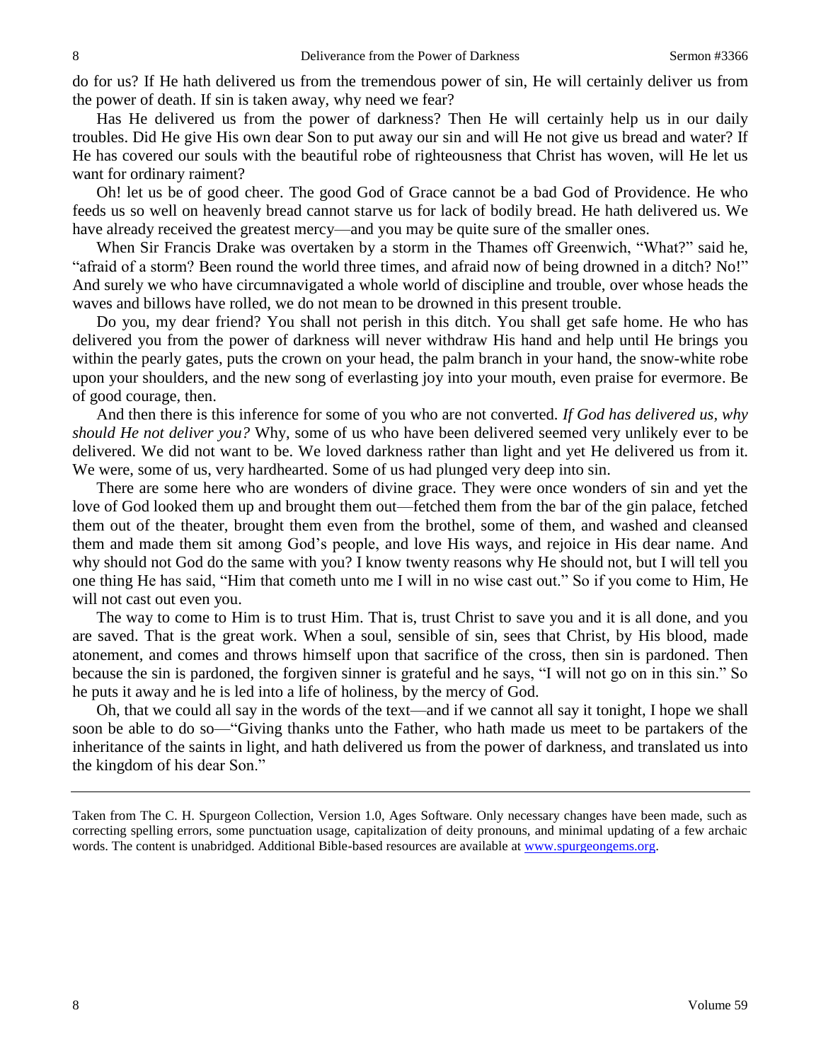do for us? If He hath delivered us from the tremendous power of sin, He will certainly deliver us from the power of death. If sin is taken away, why need we fear?

Has He delivered us from the power of darkness? Then He will certainly help us in our daily troubles. Did He give His own dear Son to put away our sin and will He not give us bread and water? If He has covered our souls with the beautiful robe of righteousness that Christ has woven, will He let us want for ordinary raiment?

Oh! let us be of good cheer. The good God of Grace cannot be a bad God of Providence. He who feeds us so well on heavenly bread cannot starve us for lack of bodily bread. He hath delivered us. We have already received the greatest mercy—and you may be quite sure of the smaller ones.

When Sir Francis Drake was overtaken by a storm in the Thames off Greenwich, "What?" said he, "afraid of a storm? Been round the world three times, and afraid now of being drowned in a ditch? No!" And surely we who have circumnavigated a whole world of discipline and trouble, over whose heads the waves and billows have rolled, we do not mean to be drowned in this present trouble.

Do you, my dear friend? You shall not perish in this ditch. You shall get safe home. He who has delivered you from the power of darkness will never withdraw His hand and help until He brings you within the pearly gates, puts the crown on your head, the palm branch in your hand, the snow-white robe upon your shoulders, and the new song of everlasting joy into your mouth, even praise for evermore. Be of good courage, then.

And then there is this inference for some of you who are not converted. *If God has delivered us, why should He not deliver you?* Why, some of us who have been delivered seemed very unlikely ever to be delivered. We did not want to be. We loved darkness rather than light and yet He delivered us from it. We were, some of us, very hardhearted. Some of us had plunged very deep into sin.

There are some here who are wonders of divine grace. They were once wonders of sin and yet the love of God looked them up and brought them out—fetched them from the bar of the gin palace, fetched them out of the theater, brought them even from the brothel, some of them, and washed and cleansed them and made them sit among God's people, and love His ways, and rejoice in His dear name. And why should not God do the same with you? I know twenty reasons why He should not, but I will tell you one thing He has said, "Him that cometh unto me I will in no wise cast out." So if you come to Him, He will not cast out even you.

The way to come to Him is to trust Him. That is, trust Christ to save you and it is all done, and you are saved. That is the great work. When a soul, sensible of sin, sees that Christ, by His blood, made atonement, and comes and throws himself upon that sacrifice of the cross, then sin is pardoned. Then because the sin is pardoned, the forgiven sinner is grateful and he says, "I will not go on in this sin." So he puts it away and he is led into a life of holiness, by the mercy of God.

Oh, that we could all say in the words of the text—and if we cannot all say it tonight, I hope we shall soon be able to do so—"Giving thanks unto the Father, who hath made us meet to be partakers of the inheritance of the saints in light, and hath delivered us from the power of darkness, and translated us into the kingdom of his dear Son."

---

Taken from The C. H. Spurgeon Collection, Version 1.0, Ages Software. Only necessary changes have been made, such as correcting spelling errors, some punctuation usage, capitalization of deity pronouns, and minimal updating of a few archaic words. The content is unabridged. Additional Bible-based resources are available at www.spurgeongems.org.